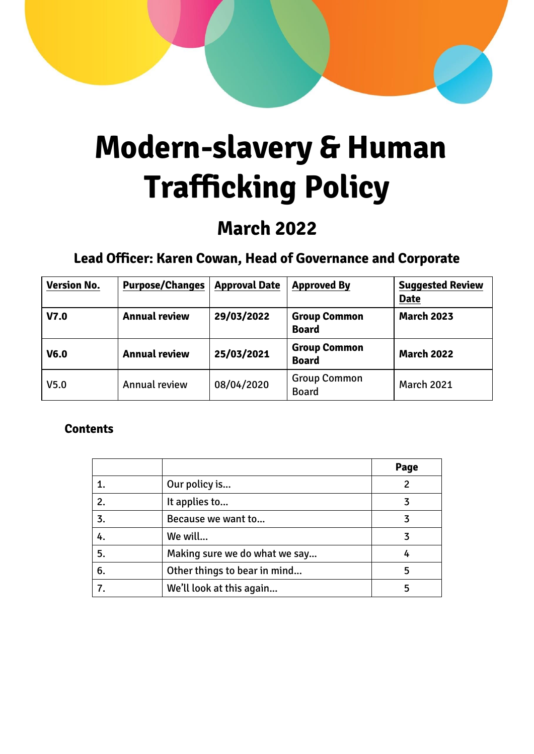# Modern-slavery & Human Trafficking Policy

## March 2022

### Lead Officer: Karen Cowan, Head of Governance and Corporate

| Version No. | Purpose/Changes | Approval Date | Approved By | Suggested Review Date |
|---|---|---|---|---|
| **V7.0** | **Annual review** | **29/03/2022** | **Group Common Board** | **March 2023** |
| **V6.0** | **Annual review** | **25/03/2021** | **Group Common Board** | **March 2022** |
| V5.0 | Annual review | 08/04/2020 | Group Common Board | March 2021 |

**Contents**

| | | Page |
|---|---|---|
| 1. | Our policy is… | 2 |
| 2. | It applies to… | 3 |
| 3. | Because we want to… | 3 |
| 4. | We will… | 3 |
| 5. | Making sure we do what we say… | 4 |
| 6. | Other things to bear in mind… | 5 |
| 7. | We'll look at this again… | 5 |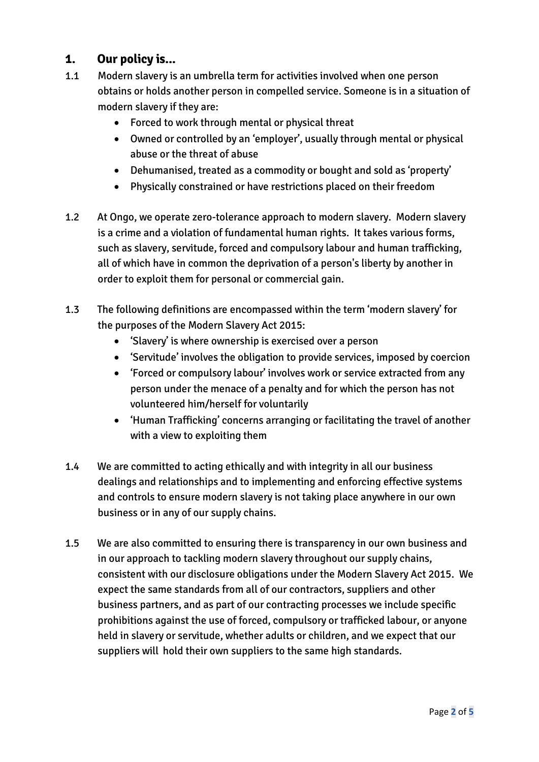## 1. Our policy is...

1.1 Modern slavery is an umbrella term for activities involved when one person obtains or holds another person in compelled service. Someone is in a situation of modern slavery if they are:

- Forced to work through mental or physical threat
- Owned or controlled by an 'employer', usually through mental or physical abuse or the threat of abuse
- Dehumanised, treated as a commodity or bought and sold as 'property'
- Physically constrained or have restrictions placed on their freedom

1.2 At Ongo, we operate zero-tolerance approach to modern slavery. Modern slavery is a crime and a violation of fundamental human rights. It takes various forms, such as slavery, servitude, forced and compulsory labour and human trafficking, all of which have in common the deprivation of a person's liberty by another in order to exploit them for personal or commercial gain.

1.3 The following definitions are encompassed within the term 'modern slavery' for the purposes of the Modern Slavery Act 2015:

- 'Slavery' is where ownership is exercised over a person
- 'Servitude' involves the obligation to provide services, imposed by coercion
- 'Forced or compulsory labour' involves work or service extracted from any person under the menace of a penalty and for which the person has not volunteered him/herself for voluntarily
- 'Human Trafficking' concerns arranging or facilitating the travel of another with a view to exploiting them

1.4 We are committed to acting ethically and with integrity in all our business dealings and relationships and to implementing and enforcing effective systems and controls to ensure modern slavery is not taking place anywhere in our own business or in any of our supply chains.

1.5 We are also committed to ensuring there is transparency in our own business and in our approach to tackling modern slavery throughout our supply chains, consistent with our disclosure obligations under the Modern Slavery Act 2015. We expect the same standards from all of our contractors, suppliers and other business partners, and as part of our contracting processes we include specific prohibitions against the use of forced, compulsory or trafficked labour, or anyone held in slavery or servitude, whether adults or children, and we expect that our suppliers will hold their own suppliers to the same high standards.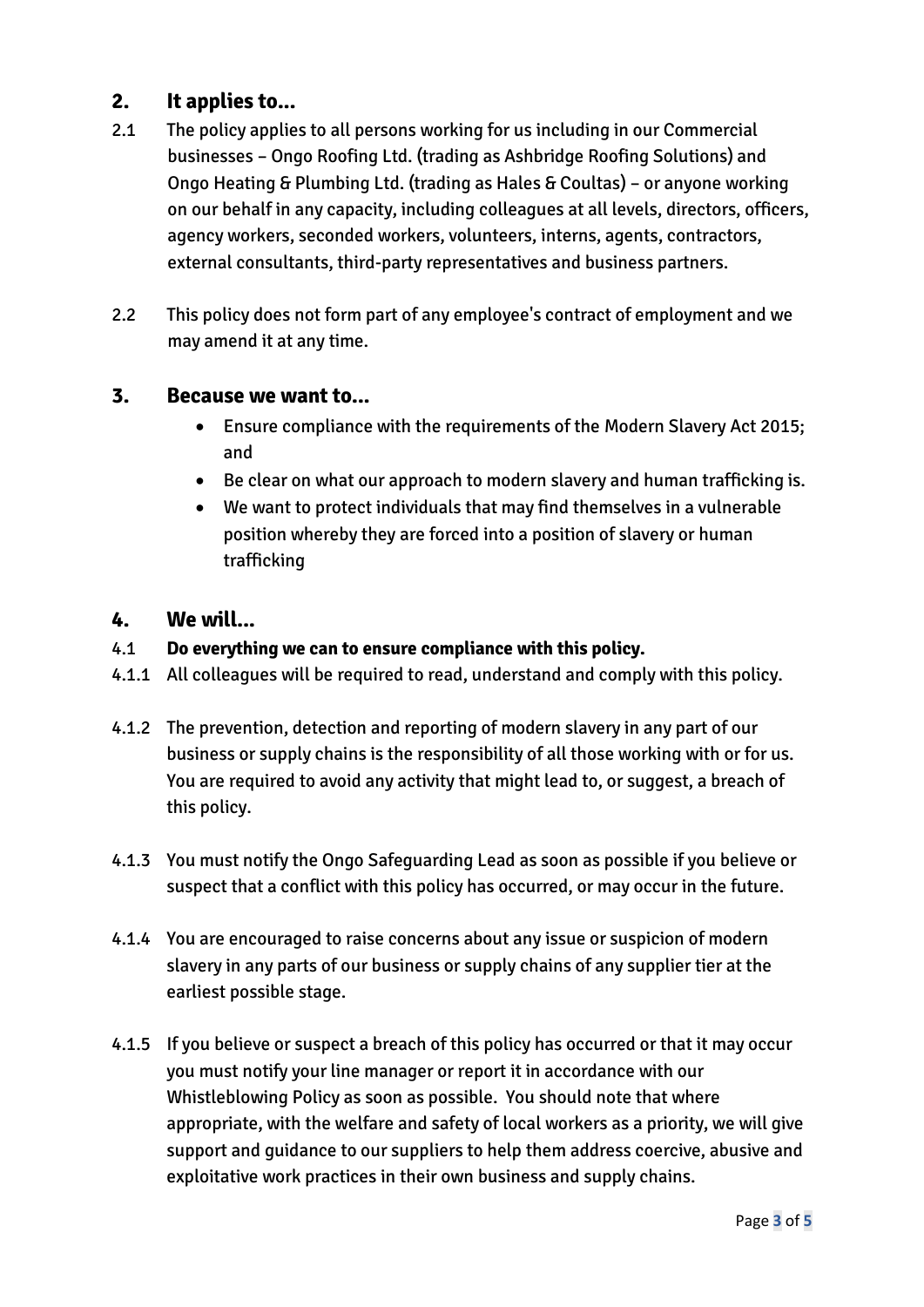## 2. It applies to...

2.1 The policy applies to all persons working for us including in our Commercial businesses – Ongo Roofing Ltd. (trading as Ashbridge Roofing Solutions) and Ongo Heating & Plumbing Ltd. (trading as Hales & Coultas) – or anyone working on our behalf in any capacity, including colleagues at all levels, directors, officers, agency workers, seconded workers, volunteers, interns, agents, contractors, external consultants, third-party representatives and business partners.

2.2 This policy does not form part of any employee's contract of employment and we may amend it at any time.

## 3. Because we want to...

- Ensure compliance with the requirements of the Modern Slavery Act 2015; and
- Be clear on what our approach to modern slavery and human trafficking is.
- We want to protect individuals that may find themselves in a vulnerable position whereby they are forced into a position of slavery or human trafficking

## 4. We will...

4.1 **Do everything we can to ensure compliance with this policy.**

4.1.1 All colleagues will be required to read, understand and comply with this policy.

4.1.2 The prevention, detection and reporting of modern slavery in any part of our business or supply chains is the responsibility of all those working with or for us. You are required to avoid any activity that might lead to, or suggest, a breach of this policy.

4.1.3 You must notify the Ongo Safeguarding Lead as soon as possible if you believe or suspect that a conflict with this policy has occurred, or may occur in the future.

4.1.4 You are encouraged to raise concerns about any issue or suspicion of modern slavery in any parts of our business or supply chains of any supplier tier at the earliest possible stage.

4.1.5 If you believe or suspect a breach of this policy has occurred or that it may occur you must notify your line manager or report it in accordance with our Whistleblowing Policy as soon as possible. You should note that where appropriate, with the welfare and safety of local workers as a priority, we will give support and guidance to our suppliers to help them address coercive, abusive and exploitative work practices in their own business and supply chains.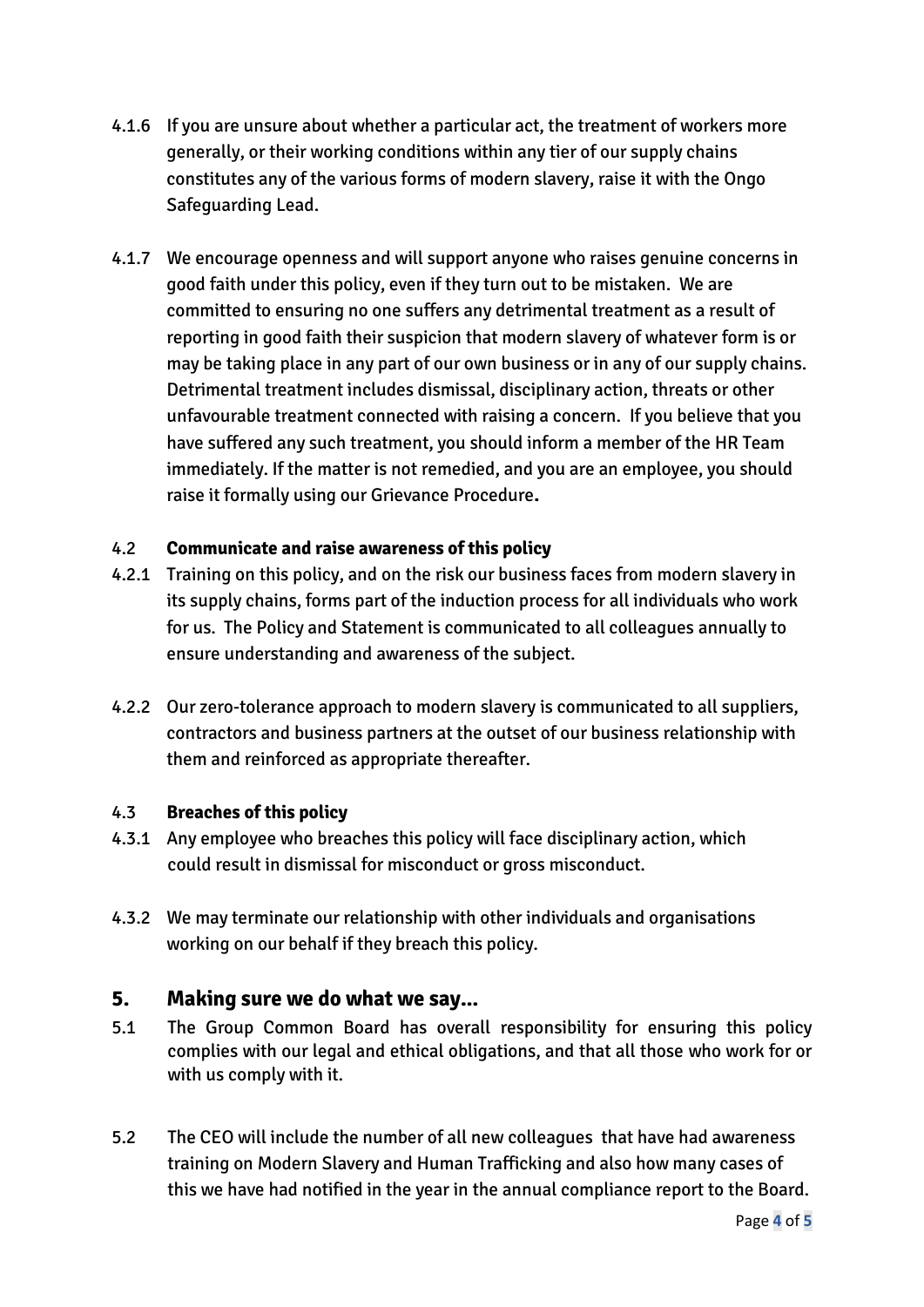4.1.6 If you are unsure about whether a particular act, the treatment of workers more generally, or their working conditions within any tier of our supply chains constitutes any of the various forms of modern slavery, raise it with the Ongo Safeguarding Lead.

4.1.7 We encourage openness and will support anyone who raises genuine concerns in good faith under this policy, even if they turn out to be mistaken. We are committed to ensuring no one suffers any detrimental treatment as a result of reporting in good faith their suspicion that modern slavery of whatever form is or may be taking place in any part of our own business or in any of our supply chains. Detrimental treatment includes dismissal, disciplinary action, threats or other unfavourable treatment connected with raising a concern. If you believe that you have suffered any such treatment, you should inform a member of the HR Team immediately. If the matter is not remedied, and you are an employee, you should raise it formally using our Grievance Procedure**.**

4.2 **Communicate and raise awareness of this policy**

4.2.1 Training on this policy, and on the risk our business faces from modern slavery in its supply chains, forms part of the induction process for all individuals who work for us. The Policy and Statement is communicated to all colleagues annually to ensure understanding and awareness of the subject.

4.2.2 Our zero-tolerance approach to modern slavery is communicated to all suppliers, contractors and business partners at the outset of our business relationship with them and reinforced as appropriate thereafter.

4.3 **Breaches of this policy**

4.3.1 Any employee who breaches this policy will face disciplinary action, which could result in dismissal for misconduct or gross misconduct.

4.3.2 We may terminate our relationship with other individuals and organisations working on our behalf if they breach this policy.

## 5. Making sure we do what we say…

5.1 The Group Common Board has overall responsibility for ensuring this policy complies with our legal and ethical obligations, and that all those who work for or with us comply with it.

5.2 The CEO will include the number of all new colleagues that have had awareness training on Modern Slavery and Human Trafficking and also how many cases of this we have had notified in the year in the annual compliance report to the Board.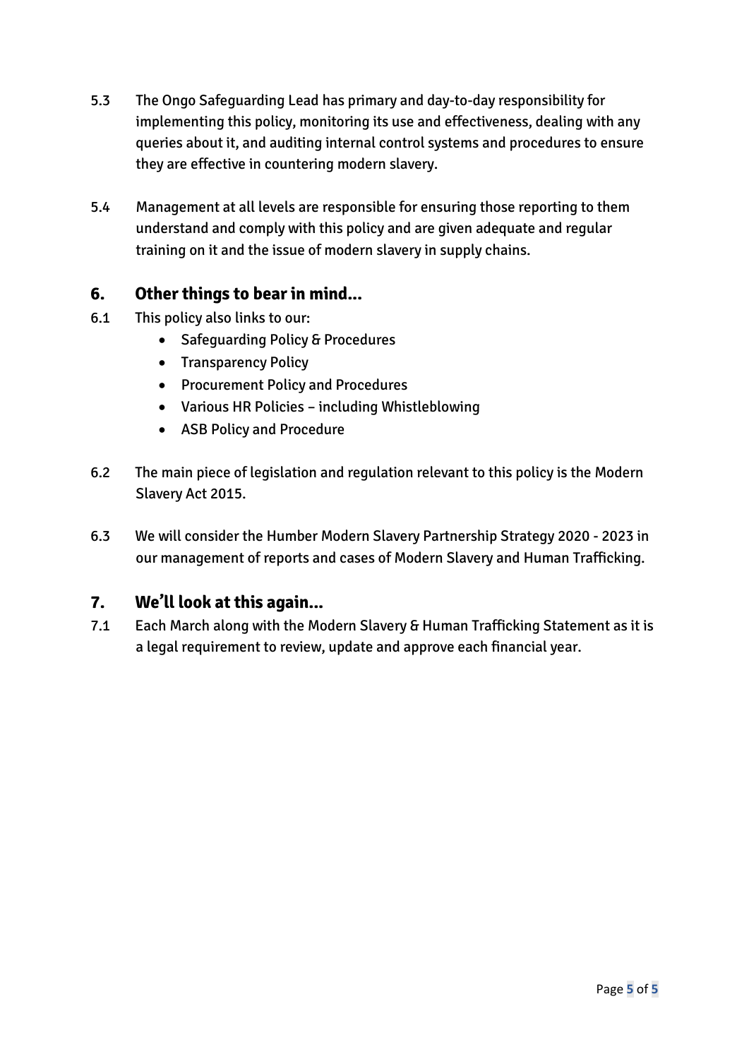5.3 The Ongo Safeguarding Lead has primary and day-to-day responsibility for implementing this policy, monitoring its use and effectiveness, dealing with any queries about it, and auditing internal control systems and procedures to ensure they are effective in countering modern slavery.

5.4 Management at all levels are responsible for ensuring those reporting to them understand and comply with this policy and are given adequate and regular training on it and the issue of modern slavery in supply chains.

## 6. Other things to bear in mind...

6.1 This policy also links to our:

- Safeguarding Policy & Procedures
- Transparency Policy
- Procurement Policy and Procedures
- Various HR Policies – including Whistleblowing
- ASB Policy and Procedure

6.2 The main piece of legislation and regulation relevant to this policy is the Modern Slavery Act 2015.

6.3 We will consider the Humber Modern Slavery Partnership Strategy 2020 - 2023 in our management of reports and cases of Modern Slavery and Human Trafficking.

## 7. We'll look at this again...

7.1 Each March along with the Modern Slavery & Human Trafficking Statement as it is a legal requirement to review, update and approve each financial year.